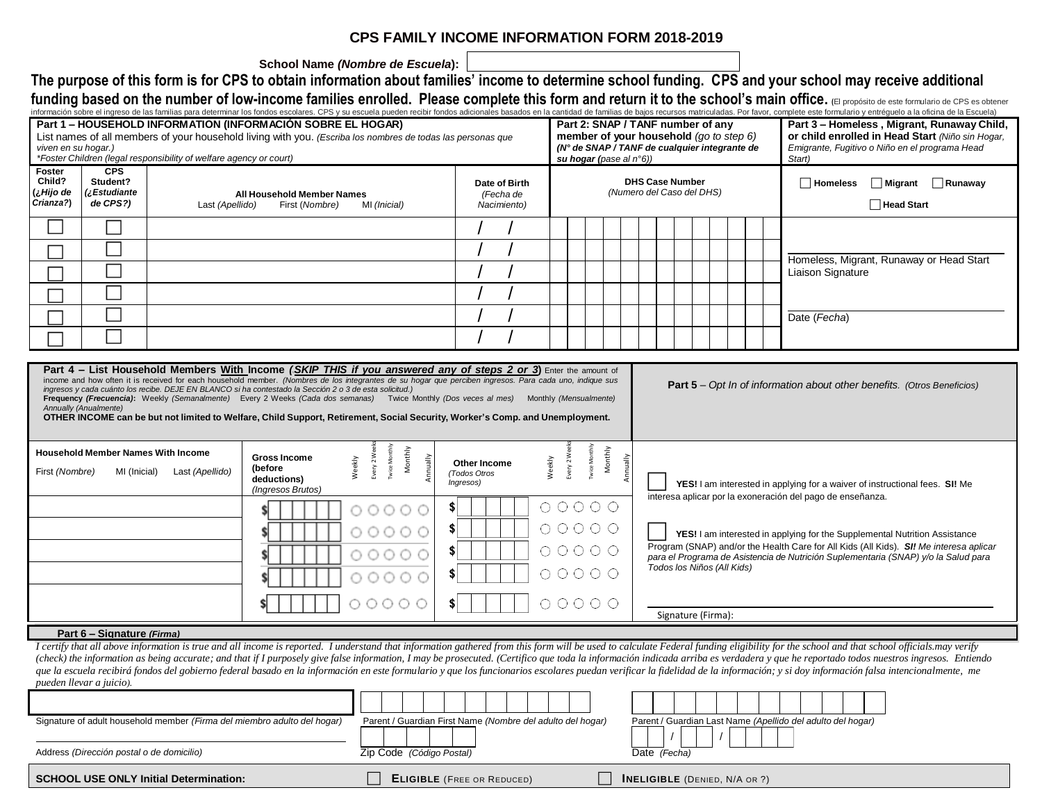# CPS FAMILY INCOME INFORMATION FORM 2018-2019

**School Name *(Nombre de Escuela)*:** ______________________

**The purpose of this form is for CPS to obtain information about families' income to determine school funding. CPS and your school may receive additional funding based on the number of low-income families enrolled. Please complete this form and return it to the school's main office.** (El propósito de este formulario de CPS es obtener información sobre el ingreso de las familias para determinar los fondos escolares. CPS y su escuela pueden recibir fondos adicionales basados en la cantidad de familias de bajos recursos matriculadas. Por favor, complete este formulario y entréguelo a la oficina de la Escuela)

## Part 1 – HOUSEHOLD INFORMATION (INFORMACIÓN SOBRE EL HOGAR)

List names of all members of your household living with you. *(Escriba los nombres de todas las personas que viven en su hogar.)*
**Foster Children (legal responsibility of welfare agency or court)*

## Part 2: SNAP / TANF number of any member of your household *(go to step 6)*

***(N° de SNAP / TANF de cualquier integrante de su hogar (pase al n°6))***

## Part 3 – Homeless, Migrant, Runaway Child, or child enrolled in Head Start *(Niño sin Hogar, Emigrante, Fugitivo o Niño en el programa Head Start)*

| Foster Child? (¿Hijo de Crianza?) | CPS Student? (¿Estudiante de CPS?) | All Household Member Names — Last *(Apellido)* First *(Nombre)* MI *(Inicial)* | Date of Birth *(Fecha de Nacimiento)* | DHS Case Number *(Numero del Caso del DHS)* |
|---|---|---|---|---|
| ☐ | ☐ | | / / | |
| ☐ | ☐ | | / / | |
| ☐ | ☐ | | / / | |
| ☐ | ☐ | | / / | |
| ☐ | ☐ | | / / | |
| ☐ | ☐ | | / / | |

☐ Homeless ☐ Migrant ☐ Runaway

☐ Head Start

______________________
Homeless, Migrant, Runaway or Head Start Liaison Signature

______________________
Date (*Fecha*)

## Part 4 – List Household Members With Income (*SKIP THIS if you answered any of steps 2 or 3*)

Enter the amount of income and how often it is received for each household member. *(Nombres de los integrantes de su hogar que perciben ingresos. Para cada uno, indique sus ingresos y cada cuánto los recibe. DEJE EN BLANCO si ha contestado la Sección 2 o 3 de esta solicitud.)*

**Frequency (Frecuencia):** Weekly *(Semanalmente)* Every 2 Weeks *(Cada dos semanas)* Twice Monthly *(Dos veces al mes)* Monthly *(Mensualmente)* Annually *(Anualmente)*

**OTHER INCOME can be but not limited to Welfare, Child Support, Retirement, Social Security, Worker's Comp. and Unemployment.**

| Household Member Names With Income — First *(Nombre)* MI (Inicial) Last *(Apellido)* | Gross Income (before deductions) *(Ingresos Brutos)* | Weekly | Every 2 Weeks | Twice Monthly | Monthly | Annually | Other Income *(Todos Otros Ingresos)* | Weekly | Every 2 Weeks | Twice Monthly | Monthly | Annually |
|---|---|---|---|---|---|---|---|---|---|---|---|---|
| | $ | ○ | ○ | ○ | ○ | ○ | $ | ○ | ○ | ○ | ○ | ○ |
| | $ | ○ | ○ | ○ | ○ | ○ | $ | ○ | ○ | ○ | ○ | ○ |
| | $ | ○ | ○ | ○ | ○ | ○ | $ | ○ | ○ | ○ | ○ | ○ |
| | $ | ○ | ○ | ○ | ○ | ○ | $ | ○ | ○ | ○ | ○ | ○ |
| | $ | ○ | ○ | ○ | ○ | ○ | $ | ○ | ○ | ○ | ○ | ○ |

## Part 5 – *Opt In of information about other benefits. (Otros Beneficios)*

☐ **YES!** I am interested in applying for a waiver of instructional fees. **SI!** Me interesa aplicar por la exoneración del pago de enseñanza.

☐ **YES!** I am interested in applying for the Supplemental Nutrition Assistance Program (SNAP) and/or the Health Care for All Kids (All Kids). ***SI!*** *Me interesa aplicar para el Programa de Asistencia de Nutrición Suplementaria (SNAP) y/o la Salud para Todos los Niños (All Kids)*

______________________
Signature (Firma):

## Part 6 – Signature *(Firma)*

*I certify that all above information is true and all income is reported. I understand that information gathered from this form will be used to calculate Federal funding eligibility for the school and that school officials.may verify (check) the information as being accurate; and that if I purposely give false information, I may be prosecuted. (Certifico que toda la información indicada arriba es verdadera y que he reportado todos nuestros ingresos. Entiendo que la escuela recibirá fondos del gobierno federal basado en la información en este formulario y que los funcionarios escolares puedan verificar la fidelidad de la información; y si doy información falsa intencionalmente, me pueden llevar a juicio).*

______________________
Signature of adult household member *(Firma del miembro adulto del hogar)*

______________________
Parent / Guardian First Name *(Nombre del adulto del hogar)*

______________________
Parent / Guardian Last Name *(Apellido del adulto del hogar)*

______________________
Address *(Dirección postal o de domicilio)*

______________________
Zip Code *(Código Postal)*

___ / ___ / ___
Date *(Fecha)*

**SCHOOL USE ONLY Initial Determination:** ☐ **ELIGIBLE** (FREE OR REDUCED) ☐ **INELIGIBLE** (DENIED, N/A OR ?)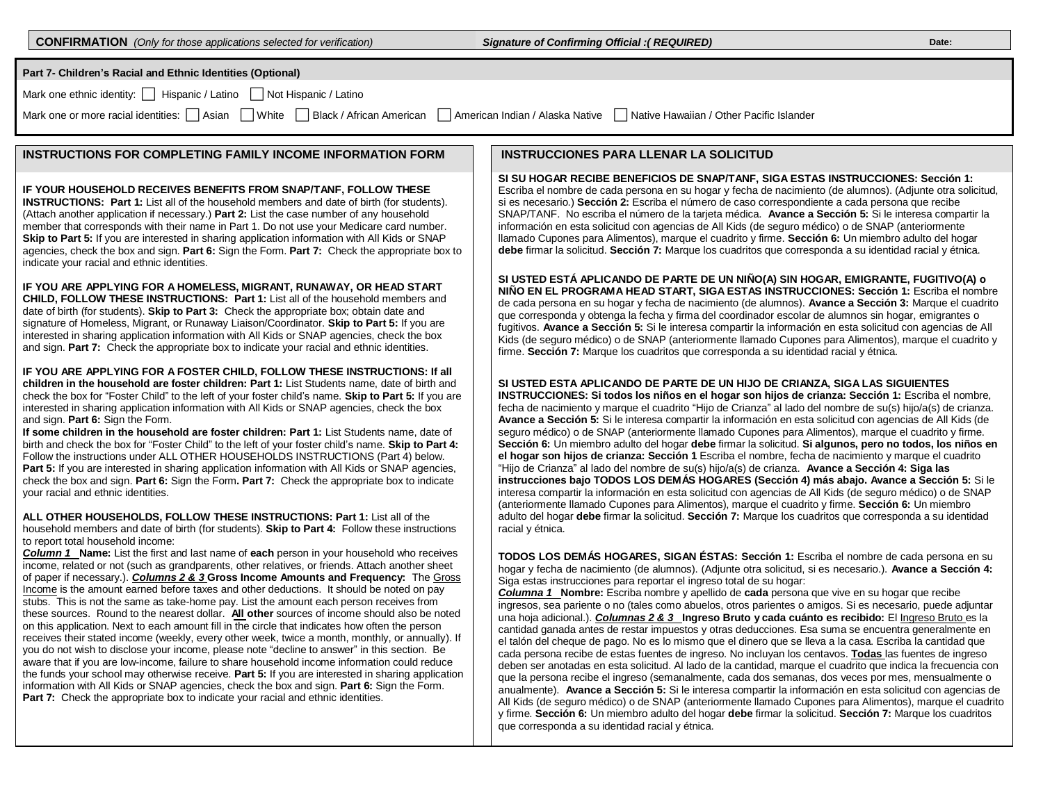**CONFIRMATION** *(Only for those applications selected for verification)* ***Signature of Confirming Official :( REQUIRED)*** **Date:**

**Part 7- Children's Racial and Ethnic Identities (Optional)**

Mark one ethnic identity: ☐ Hispanic / Latino ☐ Not Hispanic / Latino

Mark one or more racial identities: ☐ Asian ☐ White ☐ Black / African American ☐ American Indian / Alaska Native ☐ Native Hawaiian / Other Pacific Islander

## INSTRUCTIONS FOR COMPLETING FAMILY INCOME INFORMATION FORM

**IF YOUR HOUSEHOLD RECEIVES BENEFITS FROM SNAP/TANF, FOLLOW THESE INSTRUCTIONS: Part 1:** List all of the household members and date of birth (for students). (Attach another application if necessary.) **Part 2:** List the case number of any household member that corresponds with their name in Part 1. Do not use your Medicare card number. **Skip to Part 5:** If you are interested in sharing application information with All Kids or SNAP agencies, check the box and sign. **Part 6:** Sign the Form. **Part 7:** Check the appropriate box to indicate your racial and ethnic identities.

**IF YOU ARE APPLYING FOR A HOMELESS, MIGRANT, RUNAWAY, OR HEAD START CHILD, FOLLOW THESE INSTRUCTIONS: Part 1:** List all of the household members and date of birth (for students). **Skip to Part 3:** Check the appropriate box; obtain date and signature of Homeless, Migrant, or Runaway Liaison/Coordinator. **Skip to Part 5:** If you are interested in sharing application information with All Kids or SNAP agencies, check the box and sign. **Part 7:** Check the appropriate box to indicate your racial and ethnic identities.

**IF YOU ARE APPLYING FOR A FOSTER CHILD, FOLLOW THESE INSTRUCTIONS: If all children in the household are foster children: Part 1:** List Students name, date of birth and check the box for "Foster Child" to the left of your foster child's name. **Skip to Part 5:** If you are interested in sharing application information with All Kids or SNAP agencies, check the box and sign. **Part 6:** Sign the Form.

**If some children in the household are foster children: Part 1:** List Students name, date of birth and check the box for "Foster Child" to the left of your foster child's name. **Skip to Part 4:** Follow the instructions under ALL OTHER HOUSEHOLDS INSTRUCTIONS (Part 4) below. **Part 5:** If you are interested in sharing application information with All Kids or SNAP agencies, check the box and sign. **Part 6:** Sign the Form**. Part 7:** Check the appropriate box to indicate your racial and ethnic identities.

**ALL OTHER HOUSEHOLDS, FOLLOW THESE INSTRUCTIONS: Part 1:** List all of the household members and date of birth (for students). **Skip to Part 4:** Follow these instructions to report total household income:

***Column 1*** **Name:** List the first and last name of **each** person in your household who receives income, related or not (such as grandparents, other relatives, or friends. Attach another sheet of paper if necessary.). ***Columns 2 & 3*** **Gross Income Amounts and Frequency:** The Gross Income is the amount earned before taxes and other deductions. It should be noted on pay stubs. This is not the same as take-home pay. List the amount each person receives from these sources. Round to the nearest dollar. **All other** sources of income should also be noted on this application. Next to each amount fill in the circle that indicates how often the person receives their stated income (weekly, every other week, twice a month, monthly, or annually). If you do not wish to disclose your income, please note "decline to answer" in this section. Be aware that if you are low-income, failure to share household income information could reduce the funds your school may otherwise receive. **Part 5:** If you are interested in sharing application information with All Kids or SNAP agencies, check the box and sign. **Part 6:** Sign the Form. **Part 7:** Check the appropriate box to indicate your racial and ethnic identities.

## INSTRUCCIONES PARA LLENAR LA SOLICITUD

**SI SU HOGAR RECIBE BENEFICIOS DE SNAP/TANF, SIGA ESTAS INSTRUCCIONES: Sección 1:** Escriba el nombre de cada persona en su hogar y fecha de nacimiento (de alumnos). (Adjunte otra solicitud, si es necesario.) **Sección 2:** Escriba el número de caso correspondiente a cada persona que recibe SNAP/TANF. No escriba el número de la tarjeta médica. **Avance a Sección 5:** Si le interesa compartir la información en esta solicitud con agencias de All Kids (de seguro médico) o de SNAP (anteriormente llamado Cupones para Alimentos), marque el cuadrito y firme. **Sección 6:** Un miembro adulto del hogar **debe** firmar la solicitud. **Sección 7:** Marque los cuadritos que corresponda a su identidad racial y étnica.

**SI USTED ESTÁ APLICANDO DE PARTE DE UN NIÑO(A) SIN HOGAR, EMIGRANTE, FUGITIVO(A) o NIÑO EN EL PROGRAMA HEAD START, SIGA ESTAS INSTRUCCIONES: Sección 1:** Escriba el nombre de cada persona en su hogar y fecha de nacimiento (de alumnos). **Avance a Sección 3:** Marque el cuadrito que corresponda y obtenga la fecha y firma del coordinador escolar de alumnos sin hogar, emigrantes o fugitivos. **Avance a Sección 5:** Si le interesa compartir la información en esta solicitud con agencias de All Kids (de seguro médico) o de SNAP (anteriormente llamado Cupones para Alimentos), marque el cuadrito y firme. **Sección 7:** Marque los cuadritos que corresponda a su identidad racial y étnica.

**SI USTED ESTA APLICANDO DE PARTE DE UN HIJO DE CRIANZA, SIGA LAS SIGUIENTES INSTRUCCIONES: Si todos los niños en el hogar son hijos de crianza: Sección 1:** Escriba el nombre, fecha de nacimiento y marque el cuadrito "Hijo de Crianza" al lado del nombre de su(s) hijo/a(s) de crianza. **Avance a Sección 5:** Si le interesa compartir la información en esta solicitud con agencias de All Kids (de seguro médico) o de SNAP (anteriormente llamado Cupones para Alimentos), marque el cuadrito y firme. **Sección 6:** Un miembro adulto del hogar **debe** firmar la solicitud. **Si algunos, pero no todos, los niños en el hogar son hijos de crianza: Sección 1** Escriba el nombre, fecha de nacimiento y marque el cuadrito "Hijo de Crianza" al lado del nombre de su(s) hijo/a(s) de crianza. **Avance a Sección 4: Siga las instrucciones bajo TODOS LOS DEMÁS HOGARES (Sección 4) más abajo. Avance a Sección 5:** Si le interesa compartir la información en esta solicitud con agencias de All Kids (de seguro médico) o de SNAP (anteriormente llamado Cupones para Alimentos), marque el cuadrito y firme. **Sección 6:** Un miembro adulto del hogar **debe** firmar la solicitud. **Sección 7:** Marque los cuadritos que corresponda a su identidad racial y étnica.

**TODOS LOS DEMÁS HOGARES, SIGAN ÉSTAS: Sección 1:** Escriba el nombre de cada persona en su hogar y fecha de nacimiento (de alumnos). (Adjunte otra solicitud, si es necesario.). **Avance a Sección 4:** Siga estas instrucciones para reportar el ingreso total de su hogar:

***Columna 1*** **Nombre:** Escriba nombre y apellido de **cada** persona que vive en su hogar que recibe ingresos, sea pariente o no (tales como abuelos, otros parientes o amigos. Si es necesario, puede adjuntar una hoja adicional.). ***Columnas 2 & 3*** **Ingreso Bruto y cada cuánto es recibido:** El Ingreso Bruto es la cantidad ganada antes de restar impuestos y otras deducciones. Esa suma se encuentra generalmente en el talón del cheque de pago. No es lo mismo que el dinero que se lleva a la casa. Escriba la cantidad que cada persona recibe de estas fuentes de ingreso. No incluyan los centavos. **Todas** las fuentes de ingreso deben ser anotadas en esta solicitud. Al lado de la cantidad, marque el cuadrito que indica la frecuencia con que la persona recibe el ingreso (semanalmente, cada dos semanas, dos veces por mes, mensualmente o anualmente). **Avance a Sección 5:** Si le interesa compartir la información en esta solicitud con agencias de All Kids (de seguro médico) o de SNAP (anteriormente llamado Cupones para Alimentos), marque el cuadrito y firme. **Sección 6:** Un miembro adulto del hogar **debe** firmar la solicitud. **Sección 7:** Marque los cuadritos que corresponda a su identidad racial y étnica.